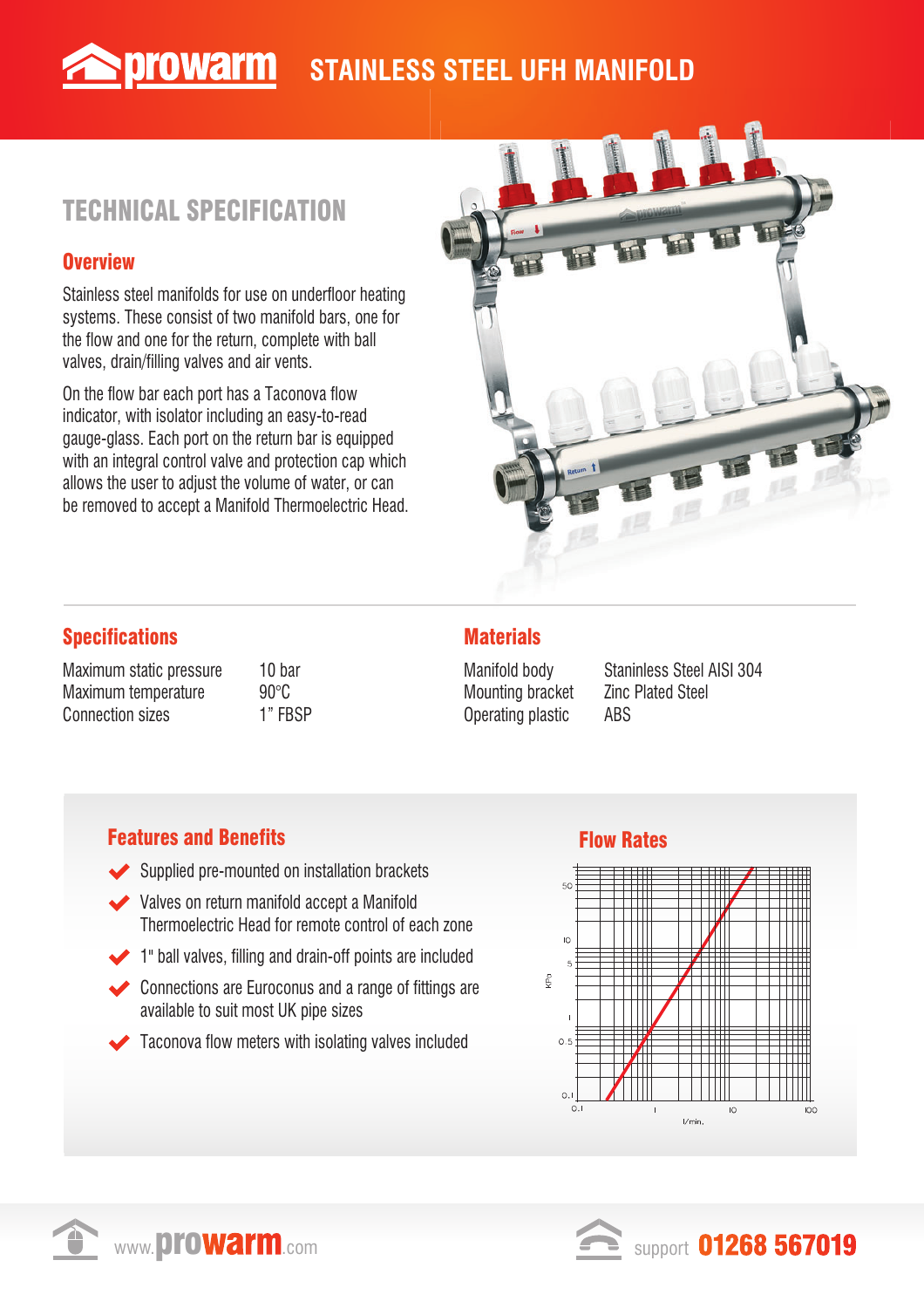# STAINLESS STEEL UFH MANIFOLD

## TECHNICAL SPECIFICATION

### Overview

Stainless steel manifolds for use on underfloor heating systems. These consist of two manifold bars, one for the flow and one for the return, complete with ball valves, drain/filling valves and air vents.

On the flow bar each port has a Taconova flow indicator, with isolator including an easy-to-read gauge-glass. Each port on the return bar is equipped with an integral control valve and protection cap which allows the user to adjust the volume of water, or can be removed to accept a Manifold Thermoelectric Head.

### Specifications

| | |
|---|---|
| Maximum static pressure | 10 bar |
| Maximum temperature | 90°C |
| Connection sizes | 1” FBSP |

### Materials

| | |
|---|---|
| Manifold body | StanInless Steel AISI 304 |
| Mounting bracket | Zinc Plated Steel |
| Operating plastic | ABS |

### Features and Benefits

- Supplied pre-mounted on installation brackets
- Valves on return manifold accept a Manifold Thermoelectric Head for remote control of each zone
- 1" ball valves, filling and drain-off points are included
- Connections are Euroconus and a range of fittings are available to suit most UK pipe sizes
- Taconova flow meters with isolating valves included

### Flow Rates

www.prowarm.com

support 01268 567019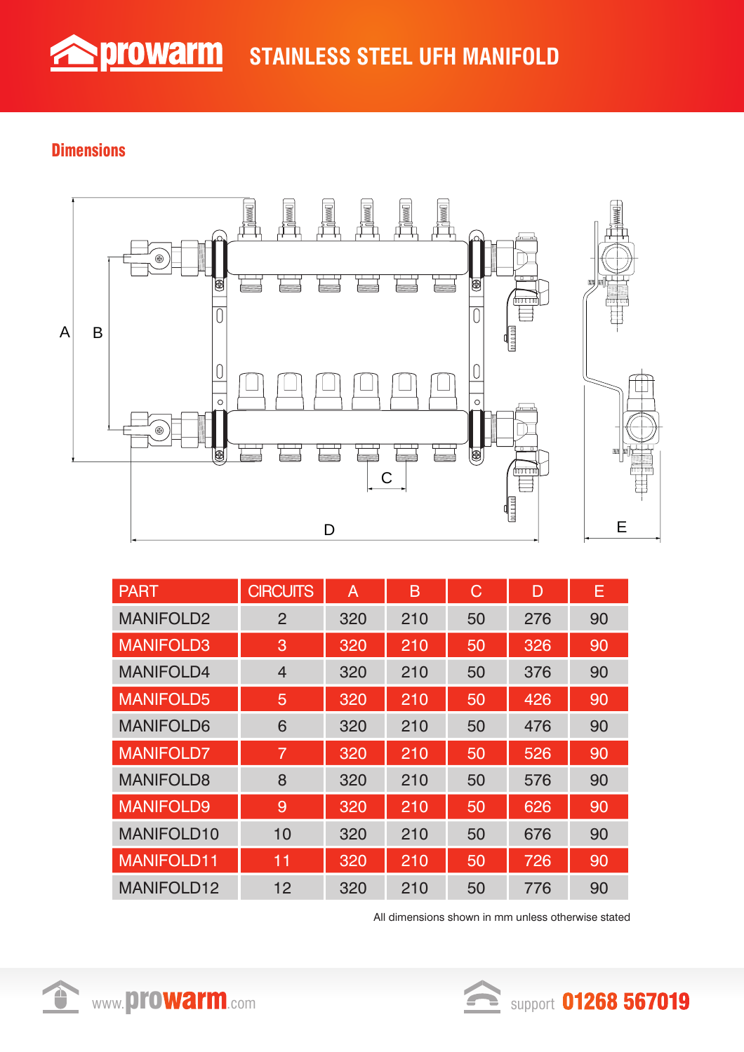# STAINLESS STEEL UFH MANIFOLD

## Dimensions

A
B
C
D
E

| PART | CIRCUITS | A | B | C | D | E |
|---|---|---|---|---|---|---|
| MANIFOLD2 | 2 | 320 | 210 | 50 | 276 | 90 |
| MANIFOLD3 | 3 | 320 | 210 | 50 | 326 | 90 |
| MANIFOLD4 | 4 | 320 | 210 | 50 | 376 | 90 |
| MANIFOLD5 | 5 | 320 | 210 | 50 | 426 | 90 |
| MANIFOLD6 | 6 | 320 | 210 | 50 | 476 | 90 |
| MANIFOLD7 | 7 | 320 | 210 | 50 | 526 | 90 |
| MANIFOLD8 | 8 | 320 | 210 | 50 | 576 | 90 |
| MANIFOLD9 | 9 | 320 | 210 | 50 | 626 | 90 |
| MANIFOLD10 | 10 | 320 | 210 | 50 | 676 | 90 |
| MANIFOLD11 | 11 | 320 | 210 | 50 | 726 | 90 |
| MANIFOLD12 | 12 | 320 | 210 | 50 | 776 | 90 |

All dimensions shown in mm unless otherwise stated

www.prowarm.com

support 01268 567019